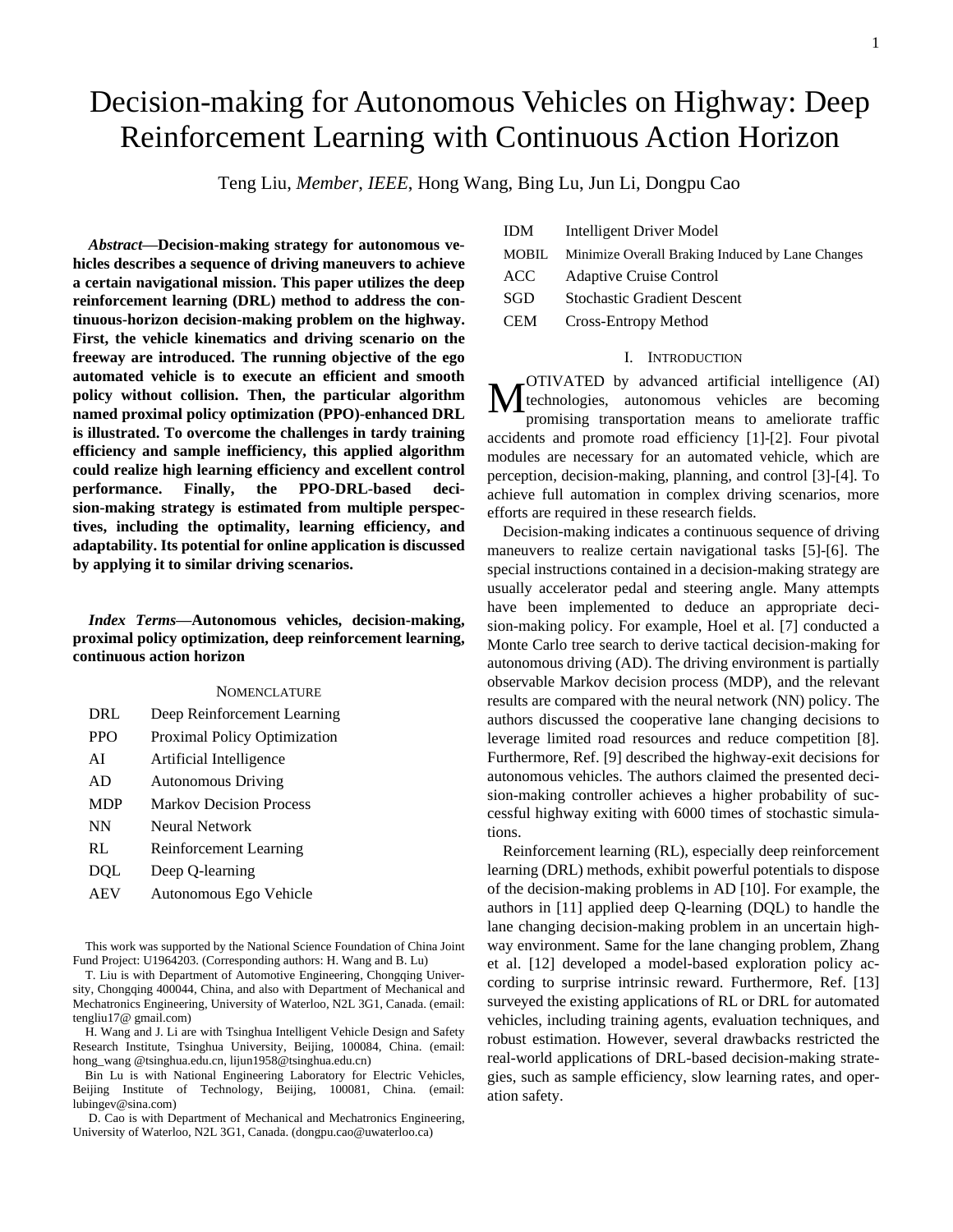# Decision-making for Autonomous Vehicles on Highway: Deep Reinforcement Learning with Continuous Action Horizon

Teng Liu, *Member*, *IEEE*, Hong Wang, Bing Lu, Jun Li, Dongpu Cao

***Abstract*—Decision-making strategy for autonomous vehicles describes a sequence of driving maneuvers to achieve a certain navigational mission. This paper utilizes the deep reinforcement learning (DRL) method to address the continuous-horizon decision-making problem on the highway. First, the vehicle kinematics and driving scenario on the freeway are introduced. The running objective of the ego automated vehicle is to execute an efficient and smooth policy without collision. Then, the particular algorithm named proximal policy optimization (PPO)-enhanced DRL is illustrated. To overcome the challenges in tardy training efficiency and sample inefficiency, this applied algorithm could realize high learning efficiency and excellent control performance. Finally, the PPO-DRL-based decision-making strategy is estimated from multiple perspectives, including the optimality, learning efficiency, and adaptability. Its potential for online application is discussed by applying it to similar driving scenarios.**

***Index Terms*—Autonomous vehicles, decision-making, proximal policy optimization, deep reinforcement learning, continuous action horizon**

## NOMENCLATURE

| | |
|---|---|
| DRL | Deep Reinforcement Learning |
| PPO | Proximal Policy Optimization |
| AI | Artificial Intelligence |
| AD | Autonomous Driving |
| MDP | Markov Decision Process |
| NN | Neural Network |
| RL | Reinforcement Learning |
| DQL | Deep Q-learning |
| AEV | Autonomous Ego Vehicle |
| IDM | Intelligent Driver Model |
| MOBIL | Minimize Overall Braking Induced by Lane Changes |
| ACC | Adaptive Cruise Control |
| SGD | Stochastic Gradient Descent |
| CEM | Cross-Entropy Method |

This work was supported by the National Science Foundation of China Joint Fund Project: U1964203. (Corresponding authors: H. Wang and B. Lu)

T. Liu is with Department of Automotive Engineering, Chongqing University, Chongqing 400044, China, and also with Department of Mechanical and Mechatronics Engineering, University of Waterloo, N2L 3G1, Canada. (email: tengliu17@ gmail.com)

H. Wang and J. Li are with Tsinghua Intelligent Vehicle Design and Safety Research Institute, Tsinghua University, Beijing, 100084, China. (email: hong_wang @tsinghua.edu.cn, lijun1958@tsinghua.edu.cn)

Bin Lu is with National Engineering Laboratory for Electric Vehicles, Beijing Institute of Technology, Beijing, 100081, China. (email: lubingev@sina.com)

D. Cao is with Department of Mechanical and Mechatronics Engineering, University of Waterloo, N2L 3G1, Canada. (dongpu.cao@uwaterloo.ca)

## I. INTRODUCTION

MOTIVATED by advanced artificial intelligence (AI) technologies, autonomous vehicles are becoming promising transportation means to ameliorate traffic accidents and promote road efficiency [1]-[2]. Four pivotal modules are necessary for an automated vehicle, which are perception, decision-making, planning, and control [3]-[4]. To achieve full automation in complex driving scenarios, more efforts are required in these research fields.

Decision-making indicates a continuous sequence of driving maneuvers to realize certain navigational tasks [5]-[6]. The special instructions contained in a decision-making strategy are usually accelerator pedal and steering angle. Many attempts have been implemented to deduce an appropriate decision-making policy. For example, Hoel et al. [7] conducted a Monte Carlo tree search to derive tactical decision-making for autonomous driving (AD). The driving environment is partially observable Markov decision process (MDP), and the relevant results are compared with the neural network (NN) policy. The authors discussed the cooperative lane changing decisions to leverage limited road resources and reduce competition [8]. Furthermore, Ref. [9] described the highway-exit decisions for autonomous vehicles. The authors claimed the presented decision-making controller achieves a higher probability of successful highway exiting with 6000 times of stochastic simulations.

Reinforcement learning (RL), especially deep reinforcement learning (DRL) methods, exhibit powerful potentials to dispose of the decision-making problems in AD [10]. For example, the authors in [11] applied deep Q-learning (DQL) to handle the lane changing decision-making problem in an uncertain highway environment. Same for the lane changing problem, Zhang et al. [12] developed a model-based exploration policy according to surprise intrinsic reward. Furthermore, Ref. [13] surveyed the existing applications of RL or DRL for automated vehicles, including training agents, evaluation techniques, and robust estimation. However, several drawbacks restricted the real-world applications of DRL-based decision-making strategies, such as sample efficiency, slow learning rates, and operation safety.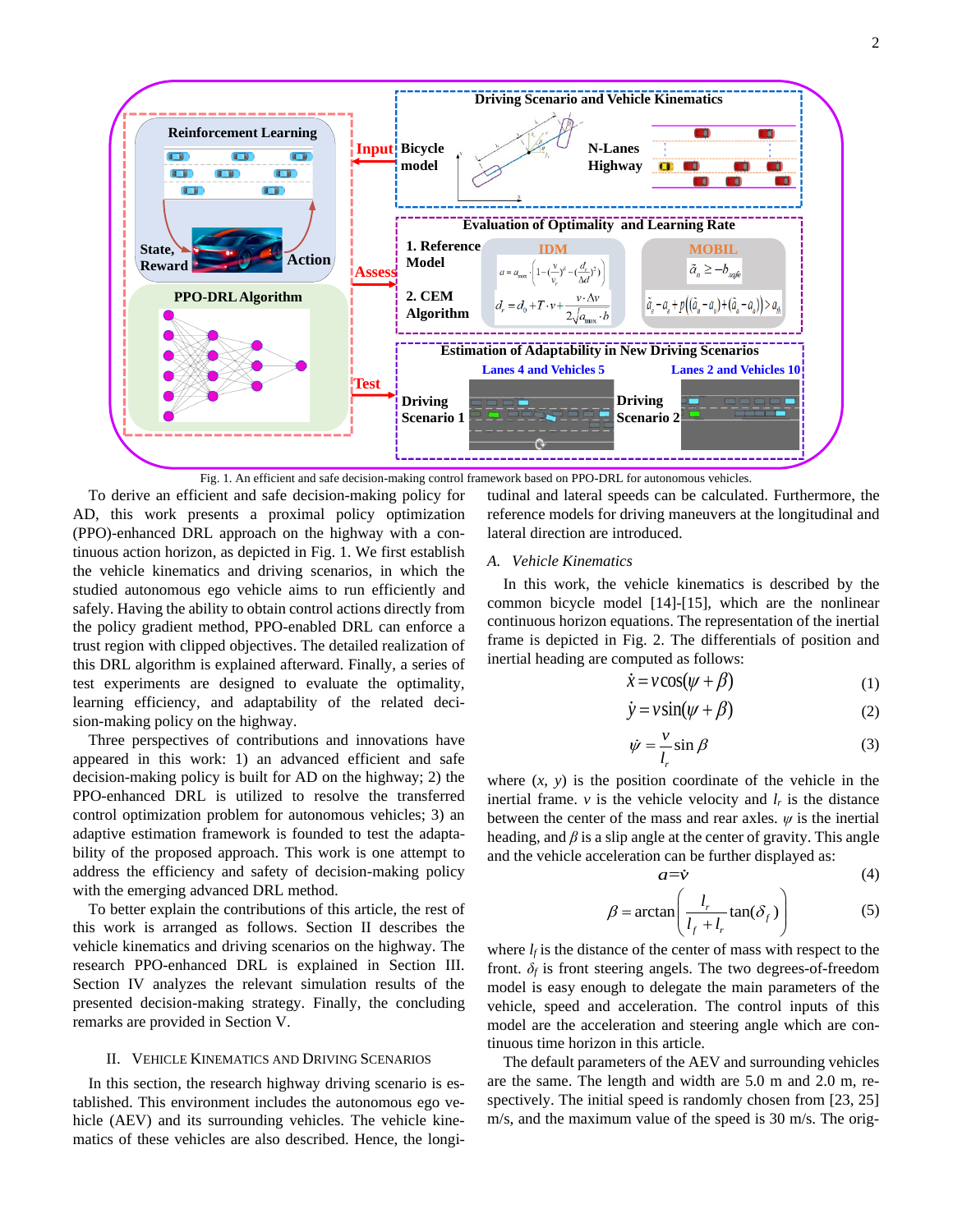Fig. 1. An efficient and safe decision-making control framework based on PPO-DRL for autonomous vehicles.

To derive an efficient and safe decision-making policy for AD, this work presents a proximal policy optimization (PPO)-enhanced DRL approach on the highway with a continuous action horizon, as depicted in Fig. 1. We first establish the vehicle kinematics and driving scenarios, in which the studied autonomous ego vehicle aims to run efficiently and safely. Having the ability to obtain control actions directly from the policy gradient method, PPO-enabled DRL can enforce a trust region with clipped objectives. The detailed realization of this DRL algorithm is explained afterward. Finally, a series of test experiments are designed to evaluate the optimality, learning efficiency, and adaptability of the related decision-making policy on the highway.

Three perspectives of contributions and innovations have appeared in this work: 1) an advanced efficient and safe decision-making policy is built for AD on the highway; 2) the PPO-enhanced DRL is utilized to resolve the transferred control optimization problem for autonomous vehicles; 3) an adaptive estimation framework is founded to test the adaptability of the proposed approach. This work is one attempt to address the efficiency and safety of decision-making policy with the emerging advanced DRL method.

To better explain the contributions of this article, the rest of this work is arranged as follows. Section II describes the vehicle kinematics and driving scenarios on the highway. The research PPO-enhanced DRL is explained in Section III. Section IV analyzes the relevant simulation results of the presented decision-making strategy. Finally, the concluding remarks are provided in Section V.

## II. Vehicle Kinematics and Driving Scenarios

In this section, the research highway driving scenario is established. This environment includes the autonomous ego vehicle (AEV) and its surrounding vehicles. The vehicle kinematics of these vehicles are also described. Hence, the longitudinal and lateral speeds can be calculated. Furthermore, the reference models for driving maneuvers at the longitudinal and lateral direction are introduced.

### A. Vehicle Kinematics

In this work, the vehicle kinematics is described by the common bicycle model [14]-[15], which are the nonlinear continuous horizon equations. The representation of the inertial frame is depicted in Fig. 2. The differentials of position and inertial heading are computed as follows:

$$\dot{x} = v\cos(\psi + \beta) \tag{1}$$

$$\dot{y} = v\sin(\psi + \beta) \tag{2}$$

$$\dot{\psi} = \frac{v}{l_r}\sin\beta \tag{3}$$

where ($x$, $y$) is the position coordinate of the vehicle in the inertial frame. $v$ is the vehicle velocity and $l_r$ is the distance between the center of the mass and rear axles. $\psi$ is the inertial heading, and $\beta$ is a slip angle at the center of gravity. This angle and the vehicle acceleration can be further displayed as:

$$a = \dot{v} \tag{4}$$

$$\beta = \arctan\left(\frac{l_r}{l_f + l_r}\tan(\delta_f)\right) \tag{5}$$

where $l_f$ is the distance of the center of mass with respect to the front. $\delta_f$ is front steering angels. The two degrees-of-freedom model is easy enough to delegate the main parameters of the vehicle, speed and acceleration. The control inputs of this model are the acceleration and steering angle which are continuous time horizon in this article.

The default parameters of the AEV and surrounding vehicles are the same. The length and width are 5.0 m and 2.0 m, respectively. The initial speed is randomly chosen from [23, 25] m/s, and the maximum value of the speed is 30 m/s. The orig-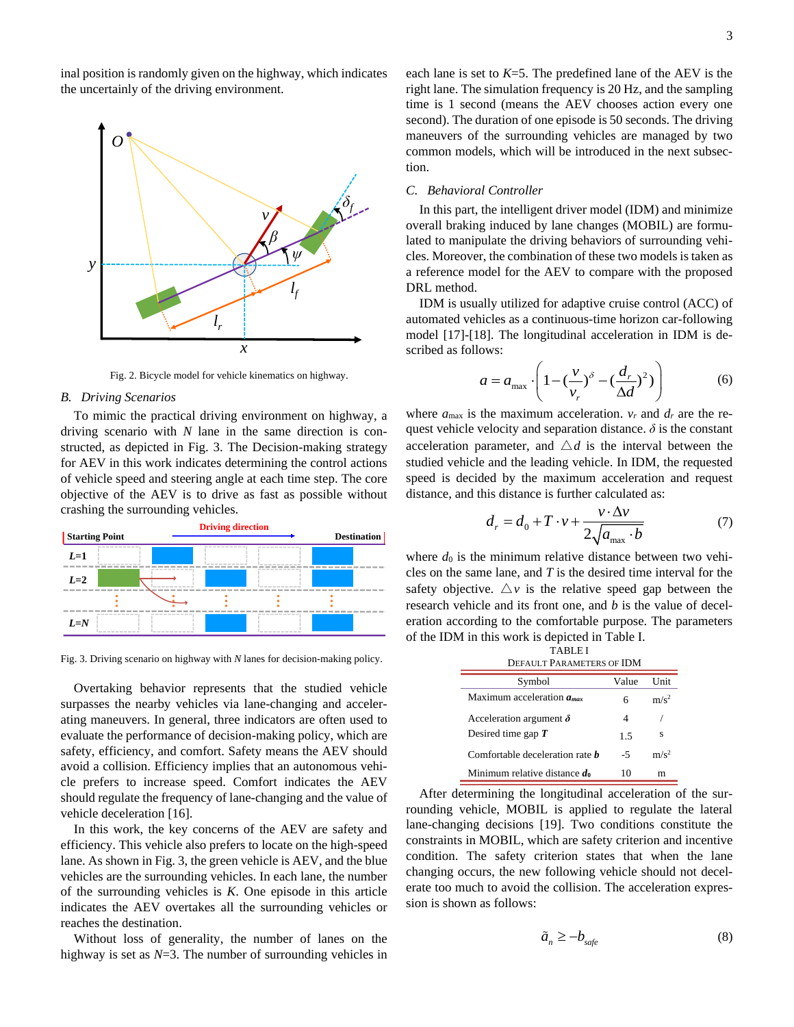inal position is randomly given on the highway, which indicates the uncertainly of the driving environment.

Fig. 2. Bicycle model for vehicle kinematics on highway.

### B. Driving Scenarios

To mimic the practical driving environment on highway, a driving scenario with $N$ lane in the same direction is constructed, as depicted in Fig. 3. The Decision-making strategy for AEV in this work indicates determining the control actions of vehicle speed and steering angle at each time step. The core objective of the AEV is to drive as fast as possible without crashing the surrounding vehicles.

Fig. 3. Driving scenario on highway with $N$ lanes for decision-making policy.

Overtaking behavior represents that the studied vehicle surpasses the nearby vehicles via lane-changing and accelerating maneuvers. In general, three indicators are often used to evaluate the performance of decision-making policy, which are safety, efficiency, and comfort. Safety means the AEV should avoid a collision. Efficiency implies that an autonomous vehicle prefers to increase speed. Comfort indicates the AEV should regulate the frequency of lane-changing and the value of vehicle deceleration [16].

In this work, the key concerns of the AEV are safety and efficiency. This vehicle also prefers to locate on the high-speed lane. As shown in Fig. 3, the green vehicle is AEV, and the blue vehicles are the surrounding vehicles. In each lane, the number of the surrounding vehicles is $K$. One episode in this article indicates the AEV overtakes all the surrounding vehicles or reaches the destination.

Without loss of generality, the number of lanes on the highway is set as $N$=3. The number of surrounding vehicles in each lane is set to $K$=5. The predefined lane of the AEV is the right lane. The simulation frequency is 20 Hz, and the sampling time is 1 second (means the AEV chooses action every one second). The duration of one episode is 50 seconds. The driving maneuvers of the surrounding vehicles are managed by two common models, which will be introduced in the next subsection.

### C. Behavioral Controller

In this part, the intelligent driver model (IDM) and minimize overall braking induced by lane changes (MOBIL) are formulated to manipulate the driving behaviors of surrounding vehicles. Moreover, the combination of these two models is taken as a reference model for the AEV to compare with the proposed DRL method.

IDM is usually utilized for adaptive cruise control (ACC) of automated vehicles as a continuous-time horizon car-following model [17]-[18]. The longitudinal acceleration in IDM is described as follows:

$$a = a_{\max} \cdot \left( 1 - \left(\frac{v}{v_r}\right)^{\delta} - \left(\frac{d_r}{\Delta d}\right)^2 \right) \tag{6}$$

where $a_{\max}$ is the maximum acceleration. $v_r$ and $d_r$ are the request vehicle velocity and separation distance. $\delta$ is the constant acceleration parameter, and $\triangle d$ is the interval between the studied vehicle and the leading vehicle. In IDM, the requested speed is decided by the maximum acceleration and request distance, and this distance is further calculated as:

$$d_r = d_0 + T \cdot v + \frac{v \cdot \Delta v}{2\sqrt{a_{\max} \cdot b}} \tag{7}$$

where $d_0$ is the minimum relative distance between two vehicles on the same lane, and $T$ is the desired time interval for the safety objective. $\triangle v$ is the relative speed gap between the research vehicle and its front one, and $b$ is the value of deceleration according to the comfortable purpose. The parameters of the IDM in this work is depicted in Table I.

TABLE I
DEFAULT PARAMETERS OF IDM

| Symbol | Value | Unit |
|---|---|---|
| Maximum acceleration $\boldsymbol{a_{max}}$ | 6 | m/s$^2$ |
| Acceleration argument $\boldsymbol{\delta}$ | 4 | / |
| Desired time gap $\boldsymbol{T}$ | 1.5 | s |
| Comfortable deceleration rate $\boldsymbol{b}$ | -5 | m/s$^2$ |
| Minimum relative distance $\boldsymbol{d_0}$ | 10 | m |

After determining the longitudinal acceleration of the surrounding vehicle, MOBIL is applied to regulate the lateral lane-changing decisions [19]. Two conditions constitute the constraints in MOBIL, which are safety criterion and incentive condition. The safety criterion states that when the lane changing occurs, the new following vehicle should not decelerate too much to avoid the collision. The acceleration expression is shown as follows:

$$\tilde{a}_n \geq -b_{safe} \tag{8}$$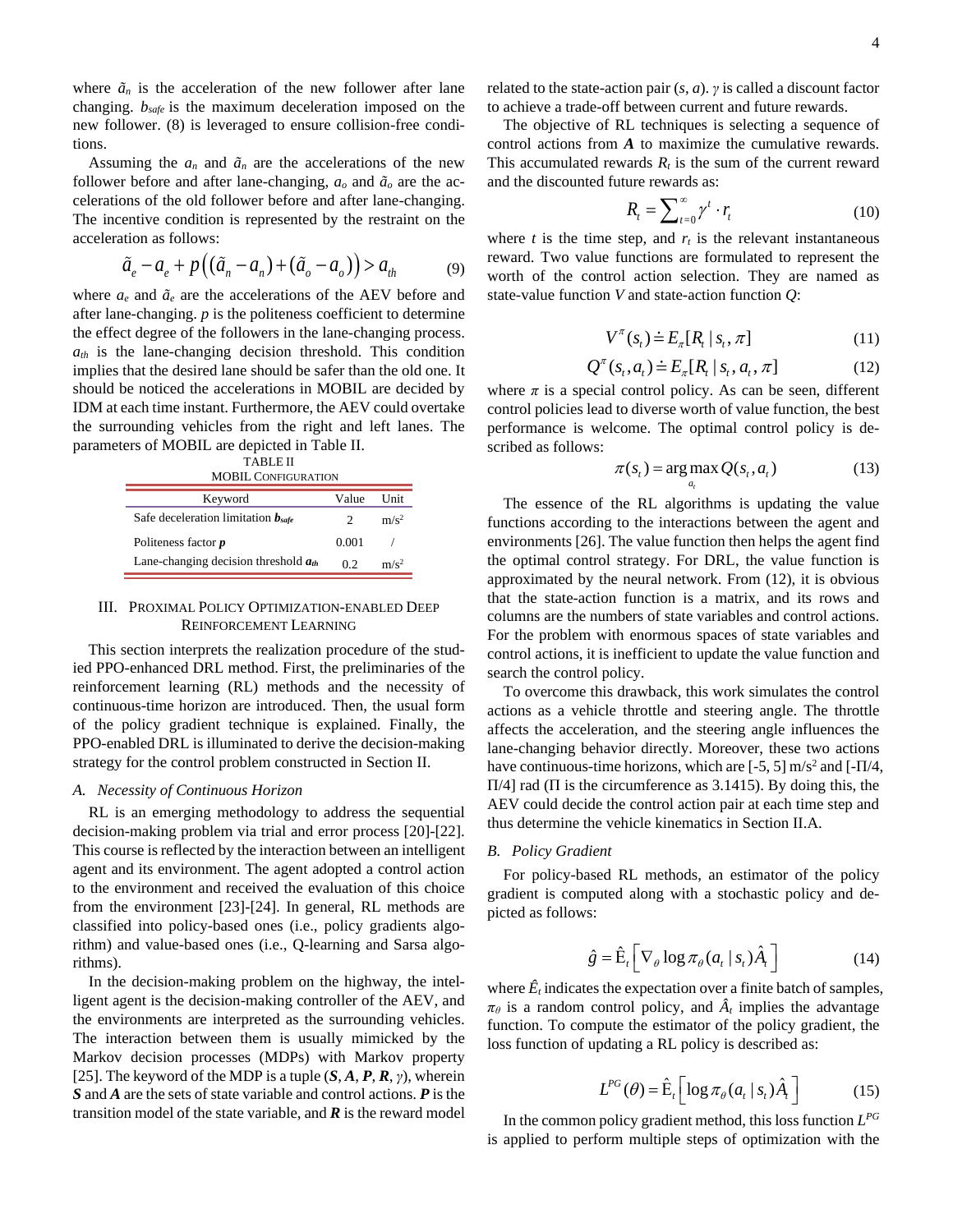where $\tilde{a}_n$ is the acceleration of the new follower after lane changing. $b_{safe}$ is the maximum deceleration imposed on the new follower. (8) is leveraged to ensure collision-free conditions.

Assuming the $a_n$ and $\tilde{a}_n$ are the accelerations of the new follower before and after lane-changing, $a_o$ and $\tilde{a}_o$ are the accelerations of the old follower before and after lane-changing. The incentive condition is represented by the restraint on the acceleration as follows:

$$\tilde{a}_e - a_e + p\left((\tilde{a}_n - a_n) + (\tilde{a}_o - a_o)\right) > a_{th} \tag{9}$$

where $a_e$ and $\tilde{a}_e$ are the accelerations of the AEV before and after lane-changing. $p$ is the politeness coefficient to determine the effect degree of the followers in the lane-changing process. $a_{th}$ is the lane-changing decision threshold. This condition implies that the desired lane should be safer than the old one. It should be noticed the accelerations in MOBIL are decided by IDM at each time instant. Furthermore, the AEV could overtake the surrounding vehicles from the right and left lanes. The parameters of MOBIL are depicted in Table II.

TABLE II
MOBIL Configuration

| Keyword | Value | Unit |
|---|---|---|
| Safe deceleration limitation $\boldsymbol{b_{safe}}$ | 2 | m/s$^2$ |
| Politeness factor $\boldsymbol{p}$ | 0.001 | / |
| Lane-changing decision threshold $\boldsymbol{a_{th}}$ | 0.2 | m/s$^2$ |

## III. Proximal Policy Optimization-enabled Deep Reinforcement Learning

This section interprets the realization procedure of the studied PPO-enhanced DRL method. First, the preliminaries of the reinforcement learning (RL) methods and the necessity of continuous-time horizon are introduced. Then, the usual form of the policy gradient technique is explained. Finally, the PPO-enabled DRL is illuminated to derive the decision-making strategy for the control problem constructed in Section II.

### A. Necessity of Continuous Horizon

RL is an emerging methodology to address the sequential decision-making problem via trial and error process [20]-[22]. This course is reflected by the interaction between an intelligent agent and its environment. The agent adopted a control action to the environment and received the evaluation of this choice from the environment [23]-[24]. In general, RL methods are classified into policy-based ones (i.e., policy gradients algorithm) and value-based ones (i.e., Q-learning and Sarsa algorithms).

In the decision-making problem on the highway, the intelligent agent is the decision-making controller of the AEV, and the environments are interpreted as the surrounding vehicles. The interaction between them is usually mimicked by the Markov decision processes (MDPs) with Markov property [25]. The keyword of the MDP is a tuple ($\boldsymbol{S}$, $\boldsymbol{A}$, $\boldsymbol{P}$, $\boldsymbol{R}$, $\gamma$), wherein $\boldsymbol{S}$ and $\boldsymbol{A}$ are the sets of state variable and control actions. $\boldsymbol{P}$ is the transition model of the state variable, and $\boldsymbol{R}$ is the reward model related to the state-action pair ($s$, $a$). $\gamma$ is called a discount factor to achieve a trade-off between current and future rewards.

The objective of RL techniques is selecting a sequence of control actions from $\boldsymbol{A}$ to maximize the cumulative rewards. This accumulated rewards $R_t$ is the sum of the current reward and the discounted future rewards as:

$$R_t = \sum_{t=0}^{\infty} \gamma^t \cdot r_t \tag{10}$$

where $t$ is the time step, and $r_t$ is the relevant instantaneous reward. Two value functions are formulated to represent the worth of the control action selection. They are named as state-value function $V$ and state-action function $Q$:

$$V^{\pi}(s_t) \doteq E_{\pi}[R_t \mid s_t, \pi] \tag{11}$$

$$Q^{\pi}(s_t, a_t) \doteq E_{\pi}[R_t \mid s_t, a_t, \pi] \tag{12}$$

where $\pi$ is a special control policy. As can be seen, different control policies lead to diverse worth of value function, the best performance is welcome. The optimal control policy is described as follows:

$$\pi(s_t) = \arg\max_{a_t} Q(s_t, a_t) \tag{13}$$

The essence of the RL algorithms is updating the value functions according to the interactions between the agent and environments [26]. The value function then helps the agent find the optimal control strategy. For DRL, the value function is approximated by the neural network. From (12), it is obvious that the state-action function is a matrix, and its rows and columns are the numbers of state variables and control actions. For the problem with enormous spaces of state variables and control actions, it is inefficient to update the value function and search the control policy.

To overcome this drawback, this work simulates the control actions as a vehicle throttle and steering angle. The throttle affects the acceleration, and the steering angle influences the lane-changing behavior directly. Moreover, these two actions have continuous-time horizons, which are [-5, 5] m/s$^2$ and [-Π/4, Π/4] rad (Π is the circumference as 3.1415). By doing this, the AEV could decide the control action pair at each time step and thus determine the vehicle kinematics in Section II.A.

### B. Policy Gradient

For policy-based RL methods, an estimator of the policy gradient is computed along with a stochastic policy and depicted as follows:

$$\hat{g} = \hat{\mathrm{E}}_t\left[\nabla_{\theta} \log \pi_{\theta}(a_t \mid s_t)\hat{A}_t\right] \tag{14}$$

where $\hat{E}_t$ indicates the expectation over a finite batch of samples, $\pi_{\theta}$ is a random control policy, and $\hat{A}_t$ implies the advantage function. To compute the estimator of the policy gradient, the loss function of updating a RL policy is described as:

$$L^{PG}(\theta) = \hat{\mathrm{E}}_t\left[\log \pi_{\theta}(a_t \mid s_t)\hat{A}_t\right] \tag{15}$$

In the common policy gradient method, this loss function $L^{PG}$ is applied to perform multiple steps of optimization with the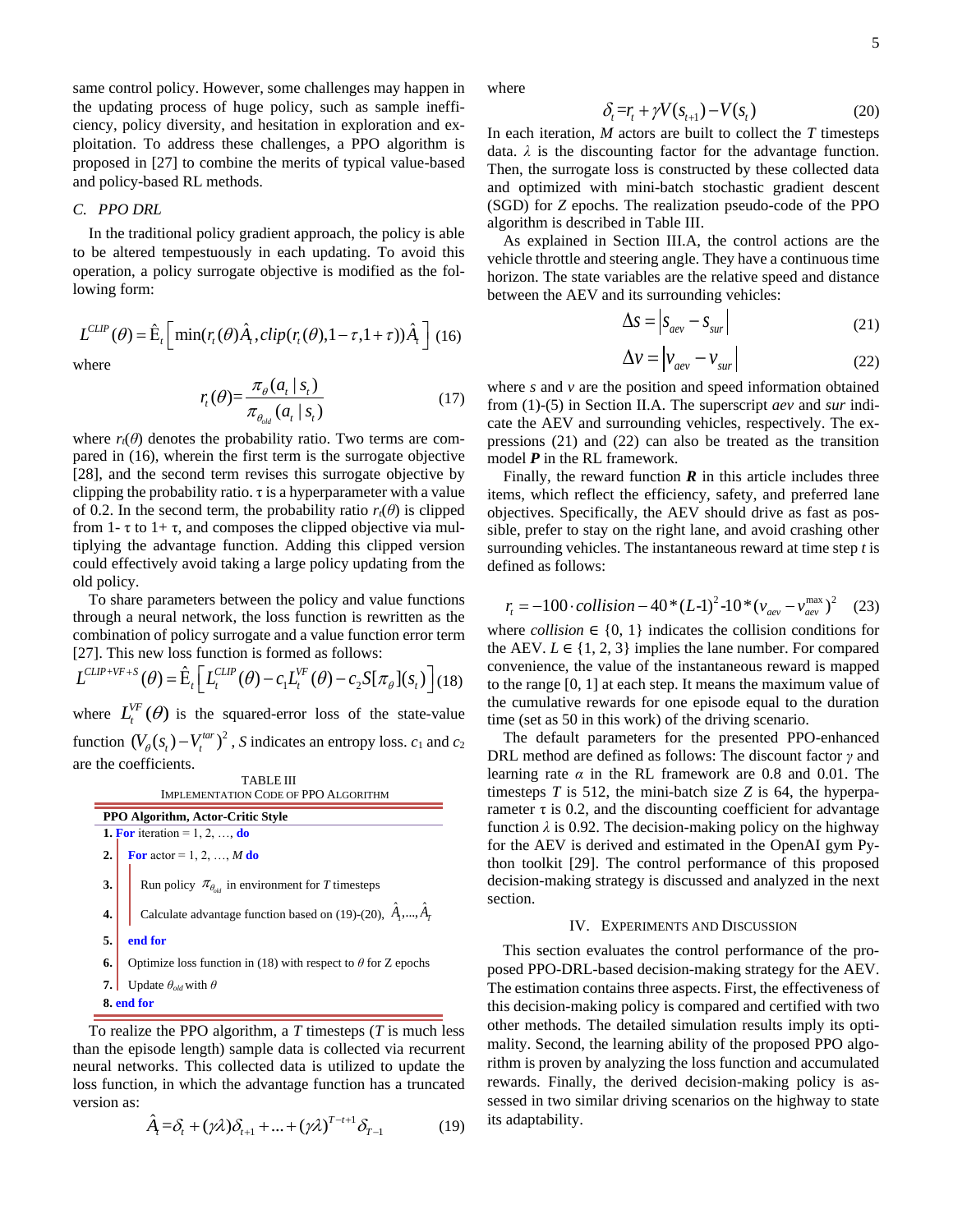same control policy. However, some challenges may happen in the updating process of huge policy, such as sample inefficiency, policy diversity, and hesitation in exploration and exploitation. To address these challenges, a PPO algorithm is proposed in [27] to combine the merits of typical value-based and policy-based RL methods.

### *C. PPO DRL*

In the traditional policy gradient approach, the policy is able to be altered tempestuously in each updating. To avoid this operation, a policy surrogate objective is modified as the following form:

$$L^{CLIP}(\theta) = \hat{\mathrm{E}}_t \left[ \min(r_t(\theta)\hat{A}_t, clip(r_t(\theta), 1-\tau, 1+\tau))\hat{A}_t \right] \quad (16)$$

where

$$r_t(\theta) = \frac{\pi_\theta(a_t \mid s_t)}{\pi_{\theta_{old}}(a_t \mid s_t)} \quad (17)$$

where $r_t(\theta)$ denotes the probability ratio. Two terms are compared in (16), wherein the first term is the surrogate objective [28], and the second term revises this surrogate objective by clipping the probability ratio. τ is a hyperparameter with a value of 0.2. In the second term, the probability ratio $r_t(\theta)$ is clipped from 1- τ to 1+ τ, and composes the clipped objective via multiplying the advantage function. Adding this clipped version could effectively avoid taking a large policy updating from the old policy.

To share parameters between the policy and value functions through a neural network, the loss function is rewritten as the combination of policy surrogate and a value function error term [27]. This new loss function is formed as follows:

$$L^{CLIP+VF+S}(\theta) = \hat{\mathrm{E}}_t \left[ L_t^{CLIP}(\theta) - c_1 L_t^{VF}(\theta) - c_2 S[\pi_\theta](s_t) \right] \quad (18)$$

where $L_t^{VF}(\theta)$ is the squared-error loss of the state-value function $(V_\theta(s_t) - V_t^{tar})^2$, $S$ indicates an entropy loss. $c_1$ and $c_2$ are the coefficients.

TABLE III
IMPLEMENTATION CODE OF PPO ALGORITHM

```
PPO Algorithm, Actor-Critic Style
1. For iteration = 1, 2, …, do
2.   For actor = 1, 2, …, M do
3.     Run policy π_θold in environment for T timesteps
4.     Calculate advantage function based on (19)-(20), Â_1,…,Â_T
5.   end for
6.   Optimize loss function in (18) with respect to θ for Z epochs
7.   Update θ_old with θ
8. end for
```

To realize the PPO algorithm, a $T$ timesteps ($T$ is much less than the episode length) sample data is collected via recurrent neural networks. This collected data is utilized to update the loss function, in which the advantage function has a truncated version as:

$$\hat{A}_t = \delta_t + (\gamma\lambda)\delta_{t+1} + \ldots + (\gamma\lambda)^{T-t+1}\delta_{T-1} \quad (19)$$

where

$$\delta_t = r_t + \gamma V(s_{t+1}) - V(s_t) \quad (20)$$

In each iteration, $M$ actors are built to collect the $T$ timesteps data. $\lambda$ is the discounting factor for the advantage function. Then, the surrogate loss is constructed by these collected data and optimized with mini-batch stochastic gradient descent (SGD) for $Z$ epochs. The realization pseudo-code of the PPO algorithm is described in Table III.

As explained in Section III.A, the control actions are the vehicle throttle and steering angle. They have a continuous time horizon. The state variables are the relative speed and distance between the AEV and its surrounding vehicles:

$$\Delta s = \left| s_{aev} - s_{sur} \right| \quad (21)$$

$$\Delta v = \left| v_{aev} - v_{sur} \right| \quad (22)$$

where $s$ and $v$ are the position and speed information obtained from (1)-(5) in Section II.A. The superscript *aev* and *sur* indicate the AEV and surrounding vehicles, respectively. The expressions (21) and (22) can also be treated as the transition model $\boldsymbol{P}$ in the RL framework.

Finally, the reward function $\boldsymbol{R}$ in this article includes three items, which reflect the efficiency, safety, and preferred lane objectives. Specifically, the AEV should drive as fast as possible, prefer to stay on the right lane, and avoid crashing other surrounding vehicles. The instantaneous reward at time step $t$ is defined as follows:

$$r_t = -100 \cdot collision - 40 * (L\text{-}1)^2 \text{-} 10 * (v_{aev} - v_{aev}^{\max})^2 \quad (23)$$

where $collision \in \{0, 1\}$ indicates the collision conditions for the AEV. $L \in \{1, 2, 3\}$ implies the lane number. For compared convenience, the value of the instantaneous reward is mapped to the range [0, 1] at each step. It means the maximum value of the cumulative rewards for one episode equal to the duration time (set as 50 in this work) of the driving scenario.

The default parameters for the presented PPO-enhanced DRL method are defined as follows: The discount factor $\gamma$ and learning rate $\alpha$ in the RL framework are 0.8 and 0.01. The timesteps $T$ is 512, the mini-batch size $Z$ is 64, the hyperparameter τ is 0.2, and the discounting coefficient for advantage function $\lambda$ is 0.92. The decision-making policy on the highway for the AEV is derived and estimated in the OpenAI gym Python toolkit [29]. The control performance of this proposed decision-making strategy is discussed and analyzed in the next section.

## IV. Experiments and Discussion

This section evaluates the control performance of the proposed PPO-DRL-based decision-making strategy for the AEV. The estimation contains three aspects. First, the effectiveness of this decision-making policy is compared and certified with two other methods. The detailed simulation results imply its optimality. Second, the learning ability of the proposed PPO algorithm is proven by analyzing the loss function and accumulated rewards. Finally, the derived decision-making policy is assessed in two similar driving scenarios on the highway to state its adaptability.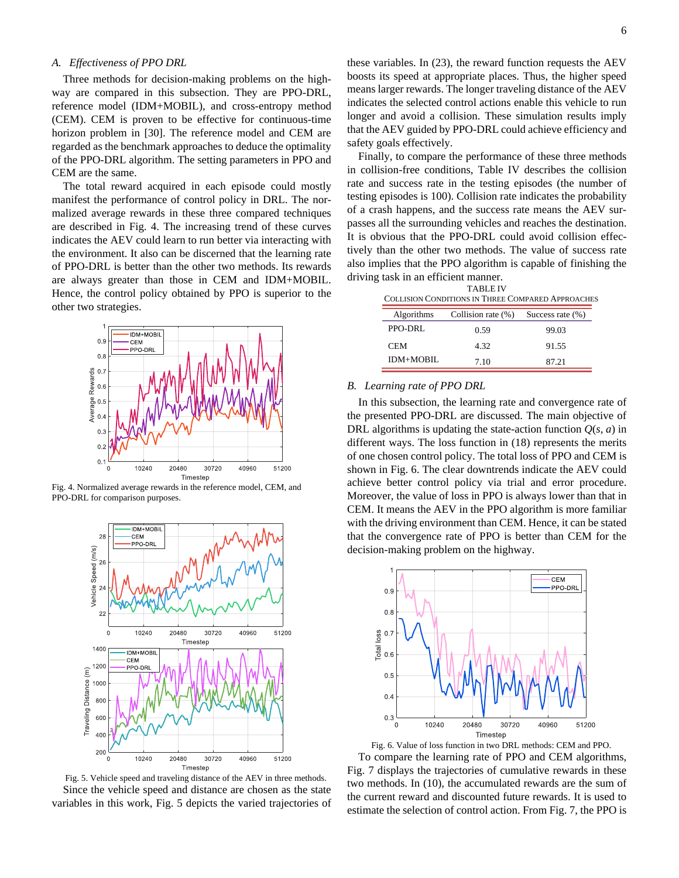## A. Effectiveness of PPO DRL

Three methods for decision-making problems on the highway are compared in this subsection. They are PPO-DRL, reference model (IDM+MOBIL), and cross-entropy method (CEM). CEM is proven to be effective for continuous-time horizon problem in [30]. The reference model and CEM are regarded as the benchmark approaches to deduce the optimality of the PPO-DRL algorithm. The setting parameters in PPO and CEM are the same.

The total reward acquired in each episode could mostly manifest the performance of control policy in DRL. The normalized average rewards in these three compared techniques are described in Fig. 4. The increasing trend of these curves indicates the AEV could learn to run better via interacting with the environment. It also can be discerned that the learning rate of PPO-DRL is better than the other two methods. Its rewards are always greater than those in CEM and IDM+MOBIL. Hence, the control policy obtained by PPO is superior to the other two strategies.

Fig. 4. Normalized average rewards in the reference model, CEM, and PPO-DRL for comparison purposes.

Fig. 5. Vehicle speed and traveling distance of the AEV in three methods.

Since the vehicle speed and distance are chosen as the state variables in this work, Fig. 5 depicts the varied trajectories of these variables. In (23), the reward function requests the AEV boosts its speed at appropriate places. Thus, the higher speed means larger rewards. The longer traveling distance of the AEV indicates the selected control actions enable this vehicle to run longer and avoid a collision. These simulation results imply that the AEV guided by PPO-DRL could achieve efficiency and safety goals effectively.

Finally, to compare the performance of these three methods in collision-free conditions, Table IV describes the collision rate and success rate in the testing episodes (the number of testing episodes is 100). Collision rate indicates the probability of a crash happens, and the success rate means the AEV surpasses all the surrounding vehicles and reaches the destination. It is obvious that the PPO-DRL could avoid collision effectively than the other two methods. The value of success rate also implies that the PPO algorithm is capable of finishing the driving task in an efficient manner.

TABLE IV
COLLISION CONDITIONS IN THREE COMPARED APPROACHES

| Algorithms | Collision rate (%) | Success rate (%) |
|---|---|---|
| PPO-DRL | 0.59 | 99.03 |
| CEM | 4.32 | 91.55 |
| IDM+MOBIL | 7.10 | 87.21 |

## B. Learning rate of PPO DRL

In this subsection, the learning rate and convergence rate of the presented PPO-DRL are discussed. The main objective of DRL algorithms is updating the state-action function $Q(s, a)$ in different ways. The loss function in (18) represents the merits of one chosen control policy. The total loss of PPO and CEM is shown in Fig. 6. The clear downtrends indicate the AEV could achieve better control policy via trial and error procedure. Moreover, the value of loss in PPO is always lower than that in CEM. It means the AEV in the PPO algorithm is more familiar with the driving environment than CEM. Hence, it can be stated that the convergence rate of PPO is better than CEM for the decision-making problem on the highway.

Fig. 6. Value of loss function in two DRL methods: CEM and PPO.

To compare the learning rate of PPO and CEM algorithms, Fig. 7 displays the trajectories of cumulative rewards in these two methods. In (10), the accumulated rewards are the sum of the current reward and discounted future rewards. It is used to estimate the selection of control action. From Fig. 7, the PPO is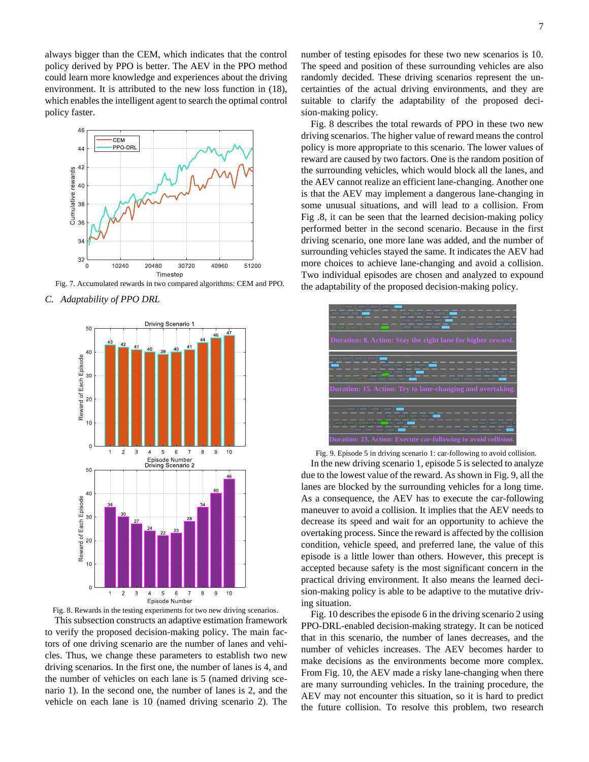always bigger than the CEM, which indicates that the control policy derived by PPO is better. The AEV in the PPO method could learn more knowledge and experiences about the driving environment. It is attributed to the new loss function in (18), which enables the intelligent agent to search the optimal control policy faster.

Fig. 7. Accumulated rewards in two compared algorithms: CEM and PPO.

### C. Adaptability of PPO DRL

Fig. 8. Rewards in the testing experiments for two new driving scenarios.

This subsection constructs an adaptive estimation framework to verify the proposed decision-making policy. The main factors of one driving scenario are the number of lanes and vehicles. Thus, we change these parameters to establish two new driving scenarios. In the first one, the number of lanes is 4, and the number of vehicles on each lane is 5 (named driving scenario 1). In the second one, the number of lanes is 2, and the vehicle on each lane is 10 (named driving scenario 2). The number of testing episodes for these two new scenarios is 10. The speed and position of these surrounding vehicles are also randomly decided. These driving scenarios represent the uncertainties of the actual driving environments, and they are suitable to clarify the adaptability of the proposed decision-making policy.

Fig. 8 describes the total rewards of PPO in these two new driving scenarios. The higher value of reward means the control policy is more appropriate to this scenario. The lower values of reward are caused by two factors. One is the random position of the surrounding vehicles, which would block all the lanes, and the AEV cannot realize an efficient lane-changing. Another one is that the AEV may implement a dangerous lane-changing in some unusual situations, and will lead to a collision. From Fig .8, it can be seen that the learned decision-making policy performed better in the second scenario. Because in the first driving scenario, one more lane was added, and the number of surrounding vehicles stayed the same. It indicates the AEV had more choices to achieve lane-changing and avoid a collision. Two individual episodes are chosen and analyzed to expound the adaptability of the proposed decision-making policy.

Fig. 9. Episode 5 in driving scenario 1: car-following to avoid collision.

In the new driving scenario 1, episode 5 is selected to analyze due to the lowest value of the reward. As shown in Fig. 9, all the lanes are blocked by the surrounding vehicles for a long time. As a consequence, the AEV has to execute the car-following maneuver to avoid a collision. It implies that the AEV needs to decrease its speed and wait for an opportunity to achieve the overtaking process. Since the reward is affected by the collision condition, vehicle speed, and preferred lane, the value of this episode is a little lower than others. However, this precept is accepted because safety is the most significant concern in the practical driving environment. It also means the learned decision-making policy is able to be adaptive to the mutative driving situation.

Fig. 10 describes the episode 6 in the driving scenario 2 using PPO-DRL-enabled decision-making strategy. It can be noticed that in this scenario, the number of lanes decreases, and the number of vehicles increases. The AEV becomes harder to make decisions as the environments become more complex. From Fig. 10, the AEV made a risky lane-changing when there are many surrounding vehicles. In the training procedure, the AEV may not encounter this situation, so it is hard to predict the future collision. To resolve this problem, two research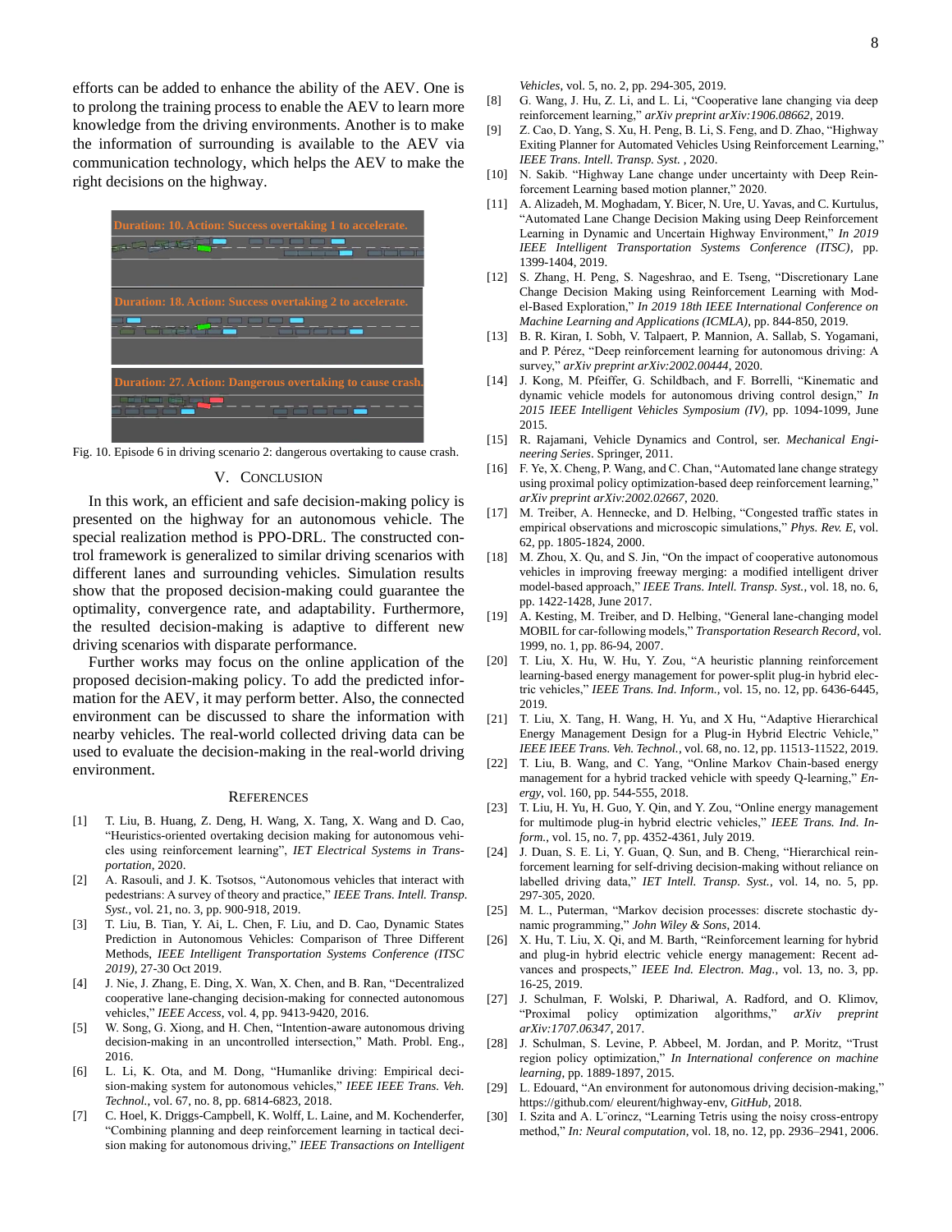efforts can be added to enhance the ability of the AEV. One is to prolong the training process to enable the AEV to learn more knowledge from the driving environments. Another is to make the information of surrounding is available to the AEV via communication technology, which helps the AEV to make the right decisions on the highway.

Duration: 10. Action: Success overtaking 1 to accelerate.

Duration: 18. Action: Success overtaking 2 to accelerate.

Duration: 27. Action: Dangerous overtaking to cause crash.

Fig. 10. Episode 6 in driving scenario 2: dangerous overtaking to cause crash.

## V. Conclusion

In this work, an efficient and safe decision-making policy is presented on the highway for an autonomous vehicle. The special realization method is PPO-DRL. The constructed control framework is generalized to similar driving scenarios with different lanes and surrounding vehicles. Simulation results show that the proposed decision-making could guarantee the optimality, convergence rate, and adaptability. Furthermore, the resulted decision-making is adaptive to different new driving scenarios with disparate performance.

Further works may focus on the online application of the proposed decision-making policy. To add the predicted information for the AEV, it may perform better. Also, the connected environment can be discussed to share the information with nearby vehicles. The real-world collected driving data can be used to evaluate the decision-making in the real-world driving environment.

## References

[1] T. Liu, B. Huang, Z. Deng, H. Wang, X. Tang, X. Wang and D. Cao, "Heuristics-oriented overtaking decision making for autonomous vehicles using reinforcement learning", *IET Electrical Systems in Transportation*, 2020.

[2] A. Rasouli, and J. K. Tsotsos, "Autonomous vehicles that interact with pedestrians: A survey of theory and practice," *IEEE Trans. Intell. Transp. Syst.*, vol. 21, no. 3, pp. 900-918, 2019.

[3] T. Liu, B. Tian, Y. Ai, L. Chen, F. Liu, and D. Cao, Dynamic States Prediction in Autonomous Vehicles: Comparison of Three Different Methods, *IEEE Intelligent Transportation Systems Conference (ITSC 2019)*, 27-30 Oct 2019.

[4] J. Nie, J. Zhang, E. Ding, X. Wan, X. Chen, and B. Ran, "Decentralized cooperative lane-changing decision-making for connected autonomous vehicles," *IEEE Access*, vol. 4, pp. 9413-9420, 2016.

[5] W. Song, G. Xiong, and H. Chen, "Intention-aware autonomous driving decision-making in an uncontrolled intersection," Math. Probl. Eng., 2016.

[6] L. Li, K. Ota, and M. Dong, "Humanlike driving: Empirical decision-making system for autonomous vehicles," *IEEE IEEE Trans. Veh. Technol.*, vol. 67, no. 8, pp. 6814-6823, 2018.

[7] C. Hoel, K. Driggs-Campbell, K. Wolff, L. Laine, and M. Kochenderfer, "Combining planning and deep reinforcement learning in tactical decision making for autonomous driving," *IEEE Transactions on Intelligent Vehicles*, vol. 5, no. 2, pp. 294-305, 2019.

[8] G. Wang, J. Hu, Z. Li, and L. Li, "Cooperative lane changing via deep reinforcement learning," *arXiv preprint arXiv:1906.08662*, 2019.

[9] Z. Cao, D. Yang, S. Xu, H. Peng, B. Li, S. Feng, and D. Zhao, "Highway Exiting Planner for Automated Vehicles Using Reinforcement Learning," *IEEE Trans. Intell. Transp. Syst.* , 2020.

[10] N. Sakib. "Highway Lane change under uncertainty with Deep Reinforcement Learning based motion planner," 2020.

[11] A. Alizadeh, M. Moghadam, Y. Bicer, N. Ure, U. Yavas, and C. Kurtulus, "Automated Lane Change Decision Making using Deep Reinforcement Learning in Dynamic and Uncertain Highway Environment," *In 2019 IEEE Intelligent Transportation Systems Conference (ITSC)*, pp. 1399-1404, 2019.

[12] S. Zhang, H. Peng, S. Nageshrao, and E. Tseng, "Discretionary Lane Change Decision Making using Reinforcement Learning with Model-Based Exploration," *In 2019 18th IEEE International Conference on Machine Learning and Applications (ICMLA)*, pp. 844-850, 2019.

[13] B. R. Kiran, I. Sobh, V. Talpaert, P. Mannion, A. Sallab, S. Yogamani, and P. Pérez, "Deep reinforcement learning for autonomous driving: A survey," *arXiv preprint arXiv:2002.00444*, 2020.

[14] J. Kong, M. Pfeiffer, G. Schildbach, and F. Borrelli, "Kinematic and dynamic vehicle models for autonomous driving control design," *In 2015 IEEE Intelligent Vehicles Symposium (IV)*, pp. 1094-1099, June 2015.

[15] R. Rajamani, Vehicle Dynamics and Control, ser. *Mechanical Engineering Series*. Springer, 2011.

[16] F. Ye, X. Cheng, P. Wang, and C. Chan, "Automated lane change strategy using proximal policy optimization-based deep reinforcement learning," *arXiv preprint arXiv:2002.02667*, 2020.

[17] M. Treiber, A. Hennecke, and D. Helbing, "Congested traffic states in empirical observations and microscopic simulations," *Phys. Rev. E*, vol. 62, pp. 1805-1824, 2000.

[18] M. Zhou, X. Qu, and S. Jin, "On the impact of cooperative autonomous vehicles in improving freeway merging: a modified intelligent driver model-based approach," *IEEE Trans. Intell. Transp. Syst.*, vol. 18, no. 6, pp. 1422-1428, June 2017.

[19] A. Kesting, M. Treiber, and D. Helbing, "General lane-changing model MOBIL for car-following models," *Transportation Research Record*, vol. 1999, no. 1, pp. 86-94, 2007.

[20] T. Liu, X. Hu, W. Hu, Y. Zou, "A heuristic planning reinforcement learning-based energy management for power-split plug-in hybrid electric vehicles," *IEEE Trans. Ind. Inform.*, vol. 15, no. 12, pp. 6436-6445, 2019.

[21] T. Liu, X. Tang, H. Wang, H. Yu, and X Hu, "Adaptive Hierarchical Energy Management Design for a Plug-in Hybrid Electric Vehicle," *IEEE IEEE Trans. Veh. Technol.*, vol. 68, no. 12, pp. 11513-11522, 2019.

[22] T. Liu, B. Wang, and C. Yang, "Online Markov Chain-based energy management for a hybrid tracked vehicle with speedy Q-learning," *Energy*, vol. 160, pp. 544-555, 2018.

[23] T. Liu, H. Yu, H. Guo, Y. Qin, and Y. Zou, "Online energy management for multimode plug-in hybrid electric vehicles," *IEEE Trans. Ind. Inform.*, vol. 15, no. 7, pp. 4352-4361, July 2019.

[24] J. Duan, S. E. Li, Y. Guan, Q. Sun, and B. Cheng, "Hierarchical reinforcement learning for self-driving decision-making without reliance on labelled driving data," *IET Intell. Transp. Syst.*, vol. 14, no. 5, pp. 297-305, 2020.

[25] M. L., Puterman, "Markov decision processes: discrete stochastic dynamic programming," *John Wiley & Sons*, 2014.

[26] X. Hu, T. Liu, X. Qi, and M. Barth, "Reinforcement learning for hybrid and plug-in hybrid electric vehicle energy management: Recent advances and prospects," *IEEE Ind. Electron. Mag.*, vol. 13, no. 3, pp. 16-25, 2019.

[27] J. Schulman, F. Wolski, P. Dhariwal, A. Radford, and O. Klimov, "Proximal policy optimization algorithms," *arXiv preprint arXiv:1707.06347*, 2017.

[28] J. Schulman, S. Levine, P. Abbeel, M. Jordan, and P. Moritz, "Trust region policy optimization," *In International conference on machine learning*, pp. 1889-1897, 2015.

[29] L. Edouard, "An environment for autonomous driving decision-making," https://github.com/ eleurent/highway-env, *GitHub*, 2018.

[30] I. Szita and A. L˝orincz, "Learning Tetris using the noisy cross-entropy method," *In: Neural computation*, vol. 18, no. 12, pp. 2936–2941, 2006.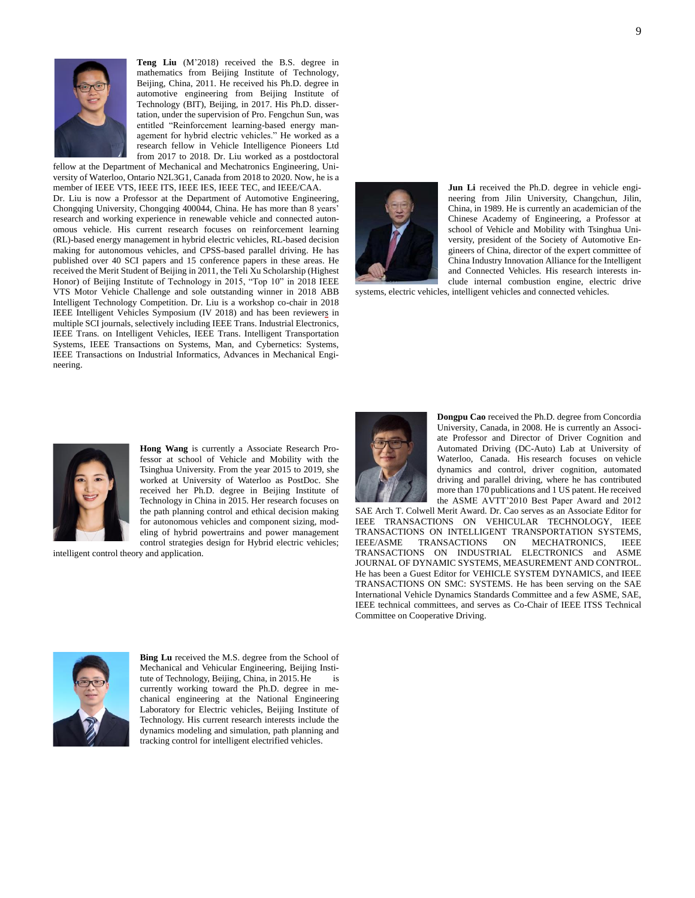**Teng Liu** (M'2018) received the B.S. degree in mathematics from Beijing Institute of Technology, Beijing, China, 2011. He received his Ph.D. degree in automotive engineering from Beijing Institute of Technology (BIT), Beijing, in 2017. His Ph.D. dissertation, under the supervision of Pro. Fengchun Sun, was entitled "Reinforcement learning-based energy management for hybrid electric vehicles." He worked as a research fellow in Vehicle Intelligence Pioneers Ltd from 2017 to 2018. Dr. Liu worked as a postdoctoral fellow at the Department of Mechanical and Mechatronics Engineering, University of Waterloo, Ontario N2L3G1, Canada from 2018 to 2020. Now, he is a member of IEEE VTS, IEEE ITS, IEEE IES, IEEE TEC, and IEEE/CAA.

Dr. Liu is now a Professor at the Department of Automotive Engineering, Chongqing University, Chongqing 400044, China. He has more than 8 years' research and working experience in renewable vehicle and connected autonomous vehicle. His current research focuses on reinforcement learning (RL)-based energy management in hybrid electric vehicles, RL-based decision making for autonomous vehicles, and CPSS-based parallel driving. He has published over 40 SCI papers and 15 conference papers in these areas. He received the Merit Student of Beijing in 2011, the Teli Xu Scholarship (Highest Honor) of Beijing Institute of Technology in 2015, "Top 10" in 2018 IEEE VTS Motor Vehicle Challenge and sole outstanding winner in 2018 ABB Intelligent Technology Competition. Dr. Liu is a workshop co-chair in 2018 IEEE Intelligent Vehicles Symposium (IV 2018) and has been reviewers in multiple SCI journals, selectively including IEEE Trans. Industrial Electronics, IEEE Trans. on Intelligent Vehicles, IEEE Trans. Intelligent Transportation Systems, IEEE Transactions on Systems, Man, and Cybernetics: Systems, IEEE Transactions on Industrial Informatics, Advances in Mechanical Engineering.

**Hong Wang** is currently a Associate Research Professor at school of Vehicle and Mobility with the Tsinghua University. From the year 2015 to 2019, she worked at University of Waterloo as PostDoc. She received her Ph.D. degree in Beijing Institute of Technology in China in 2015. Her research focuses on the path planning control and ethical decision making for autonomous vehicles and component sizing, modeling of hybrid powertrains and power management control strategies design for Hybrid electric vehicles; intelligent control theory and application.

**Bing Lu** received the M.S. degree from the School of Mechanical and Vehicular Engineering, Beijing Institute of Technology, Beijing, China, in 2015. He is currently working toward the Ph.D. degree in mechanical engineering at the National Engineering Laboratory for Electric vehicles, Beijing Institute of Technology. His current research interests include the dynamics modeling and simulation, path planning and tracking control for intelligent electrified vehicles.

**Jun Li** received the Ph.D. degree in vehicle engineering from Jilin University, Changchun, Jilin, China, in 1989. He is currently an academician of the Chinese Academy of Engineering, a Professor at school of Vehicle and Mobility with Tsinghua University, president of the Society of Automotive Engineers of China, director of the expert committee of China Industry Innovation Alliance for the Intelligent and Connected Vehicles. His research interests include internal combustion engine, electric drive systems, electric vehicles, intelligent vehicles and connected vehicles.

**Dongpu Cao** received the Ph.D. degree from Concordia University, Canada, in 2008. He is currently an Associate Professor and Director of Driver Cognition and Automated Driving (DC-Auto) Lab at University of Waterloo, Canada. His research focuses on vehicle dynamics and control, driver cognition, automated driving and parallel driving, where he has contributed more than 170 publications and 1 US patent. He received the ASME AVTT'2010 Best Paper Award and 2012 SAE Arch T. Colwell Merit Award. Dr. Cao serves as an Associate Editor for IEEE TRANSACTIONS ON VEHICULAR TECHNOLOGY, IEEE TRANSACTIONS ON INTELLIGENT TRANSPORTATION SYSTEMS, IEEE/ASME TRANSACTIONS ON MECHATRONICS, IEEE TRANSACTIONS ON INDUSTRIAL ELECTRONICS and ASME JOURNAL OF DYNAMIC SYSTEMS, MEASUREMENT AND CONTROL. He has been a Guest Editor for VEHICLE SYSTEM DYNAMICS, and IEEE TRANSACTIONS ON SMC: SYSTEMS. He has been serving on the SAE International Vehicle Dynamics Standards Committee and a few ASME, SAE, IEEE technical committees, and serves as Co-Chair of IEEE ITSS Technical Committee on Cooperative Driving.